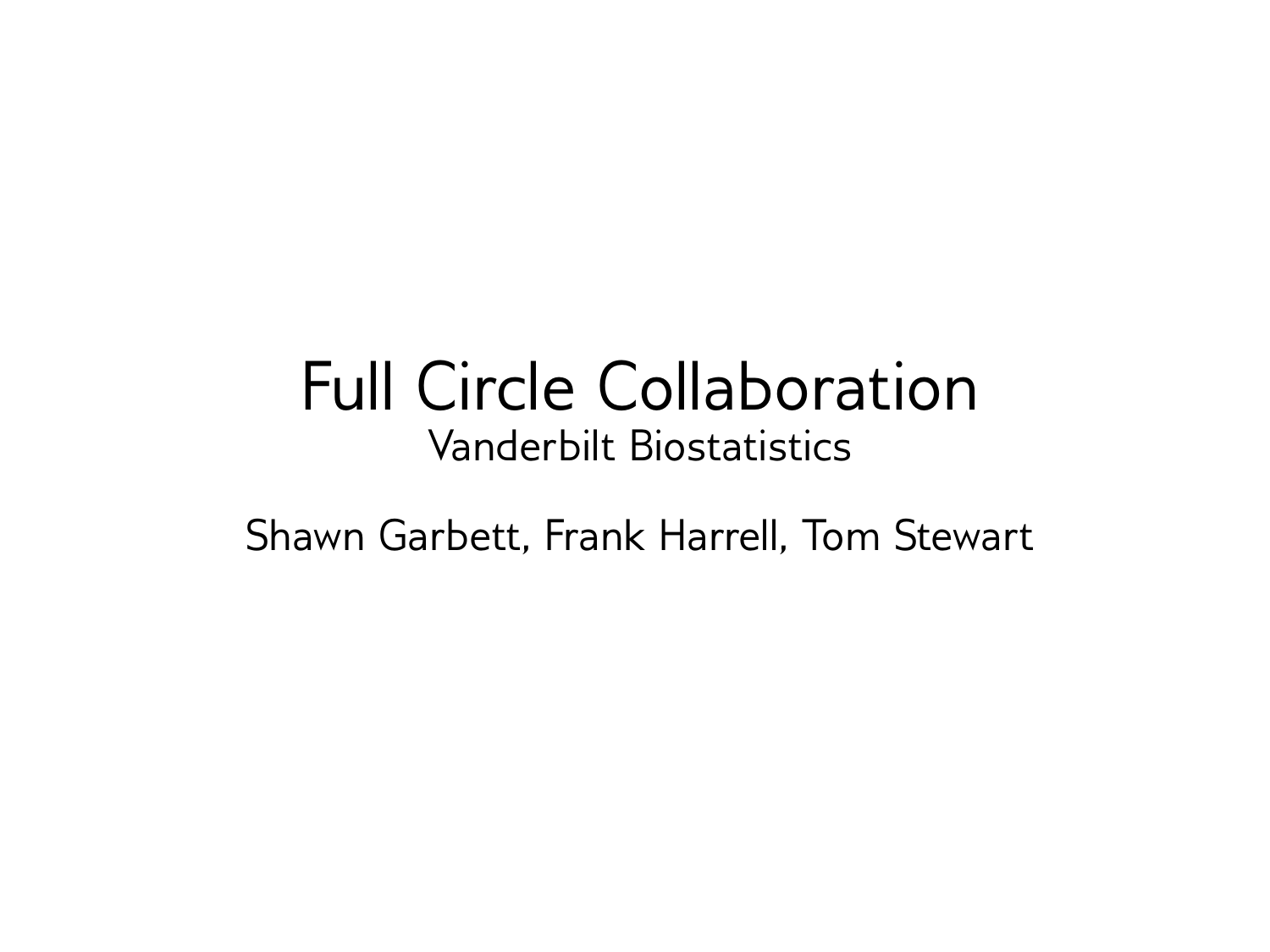# Full Circle Collaboration

Vanderbilt Biostatistics

Shawn Garbett, Frank Harrell, Tom Stewart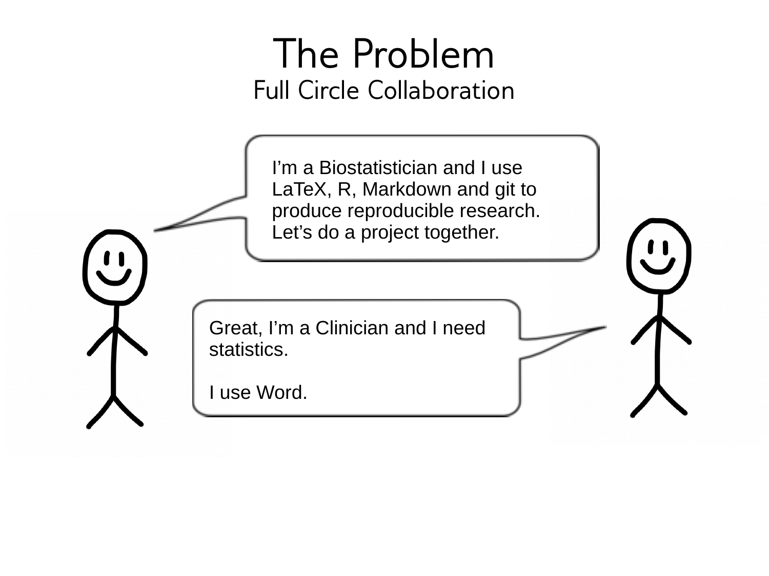# The Problem

## Full Circle Collaboration

I'm a Biostatistician and I use LaTeX, R, Markdown and git to produce reproducible research. Let's do a project together.

Great, I'm a Clinician and I need statistics.

I use Word.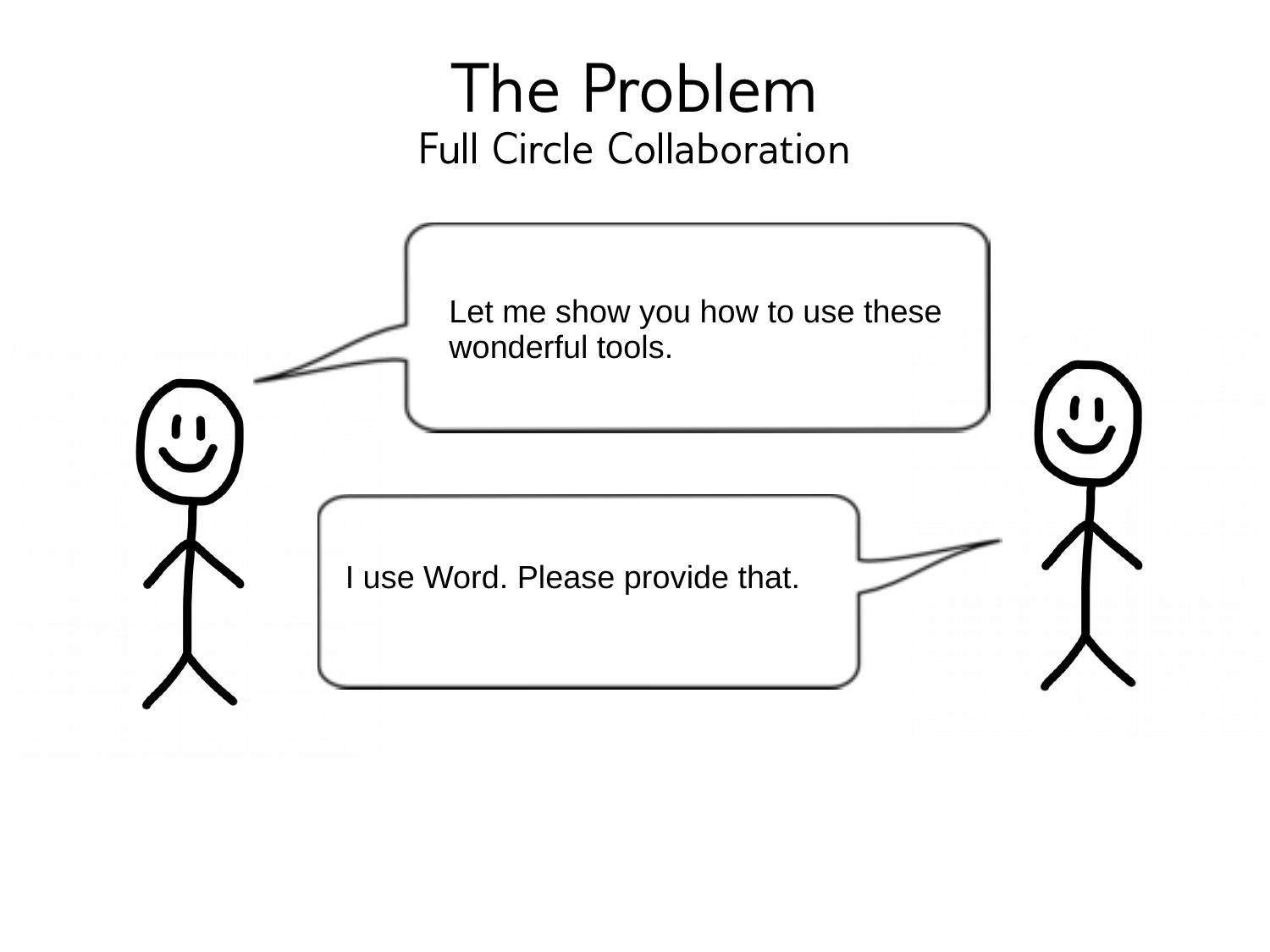# The Problem

## Full Circle Collaboration

Let me show you how to use these wonderful tools.

I use Word. Please provide that.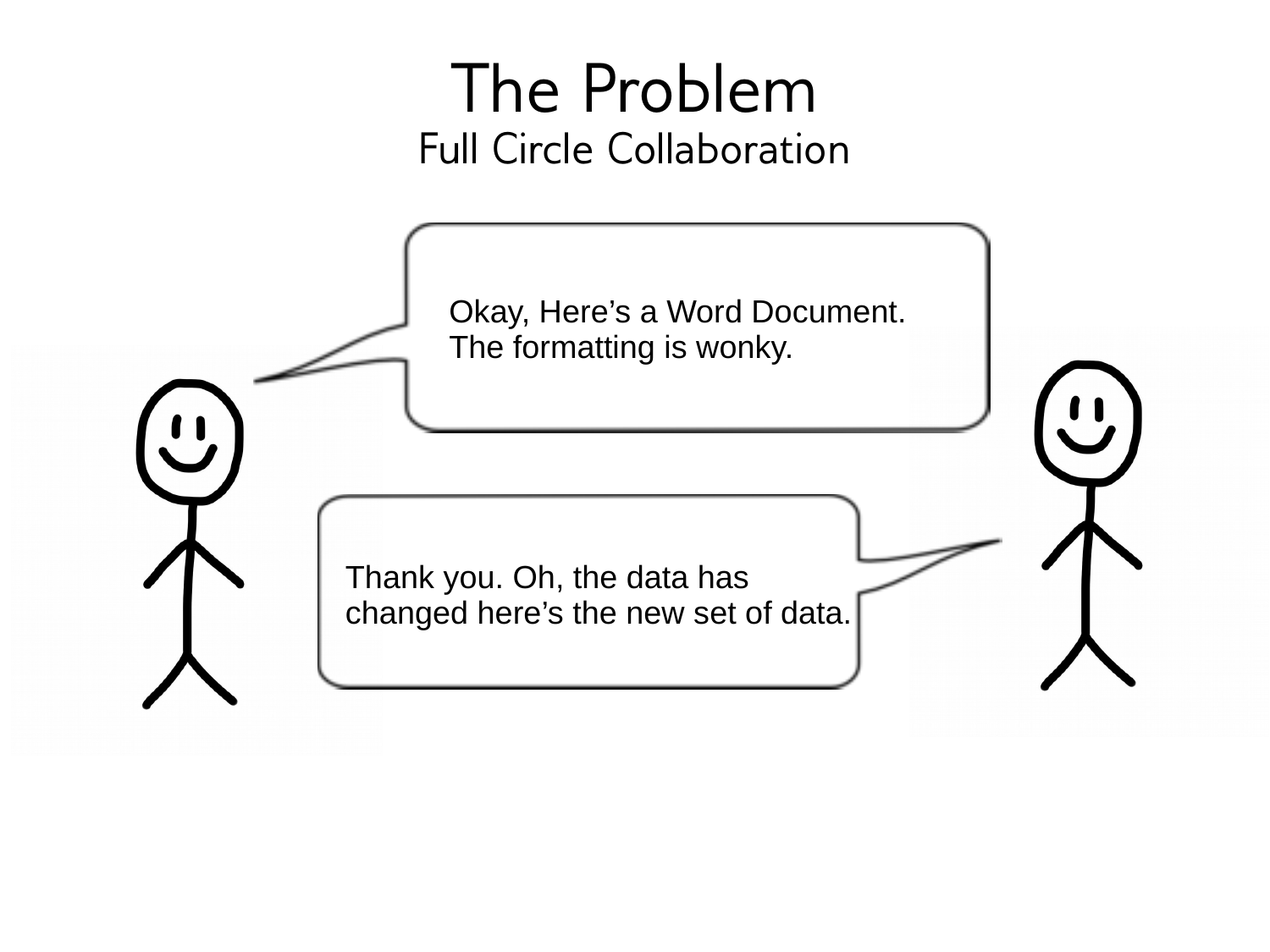# The Problem

## Full Circle Collaboration

Okay, Here's a Word Document. The formatting is wonky.

Thank you. Oh, the data has changed here's the new set of data.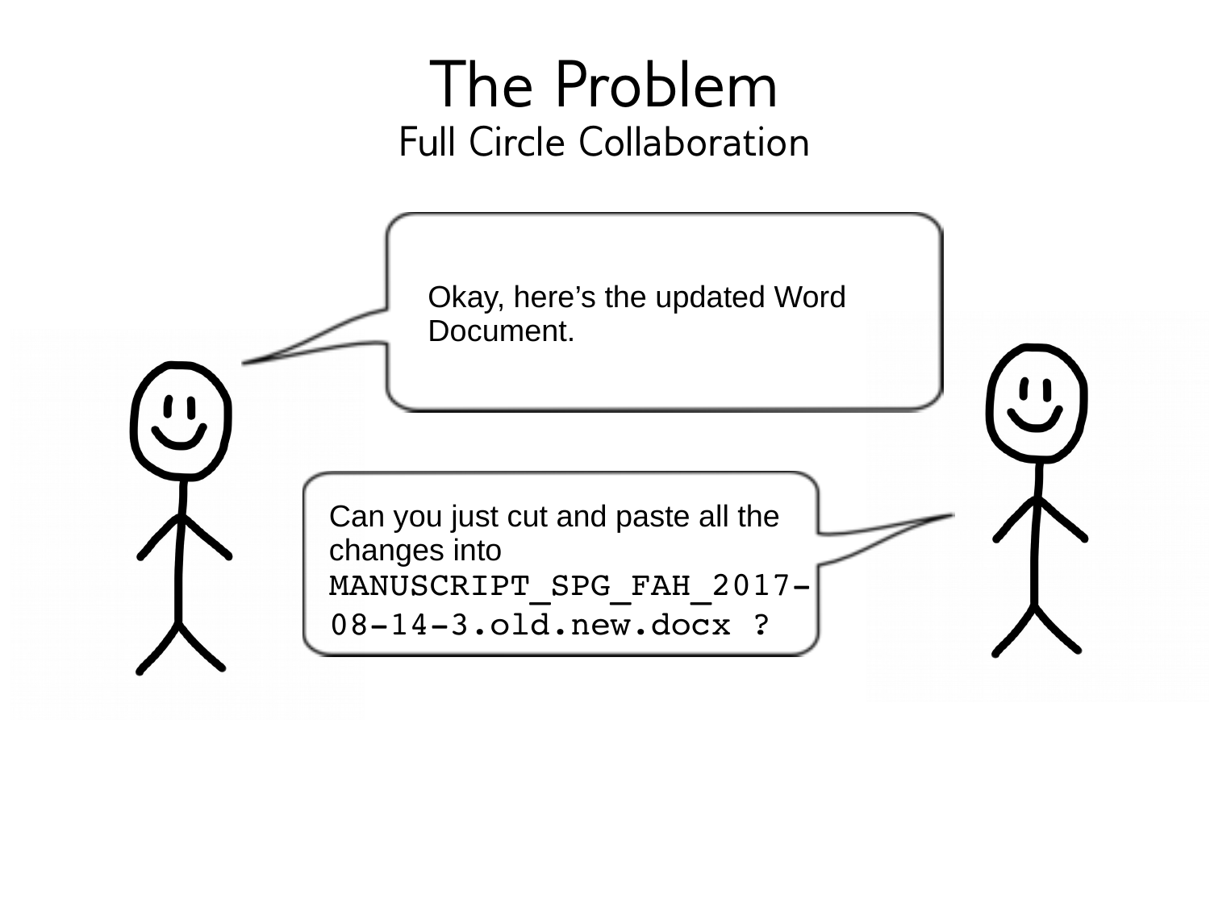# The Problem

## Full Circle Collaboration

Okay, here's the updated Word Document.

Can you just cut and paste all the changes into `MANUSCRIPT_SPG_FAH_2017-08-14-3.old.new.docx` ?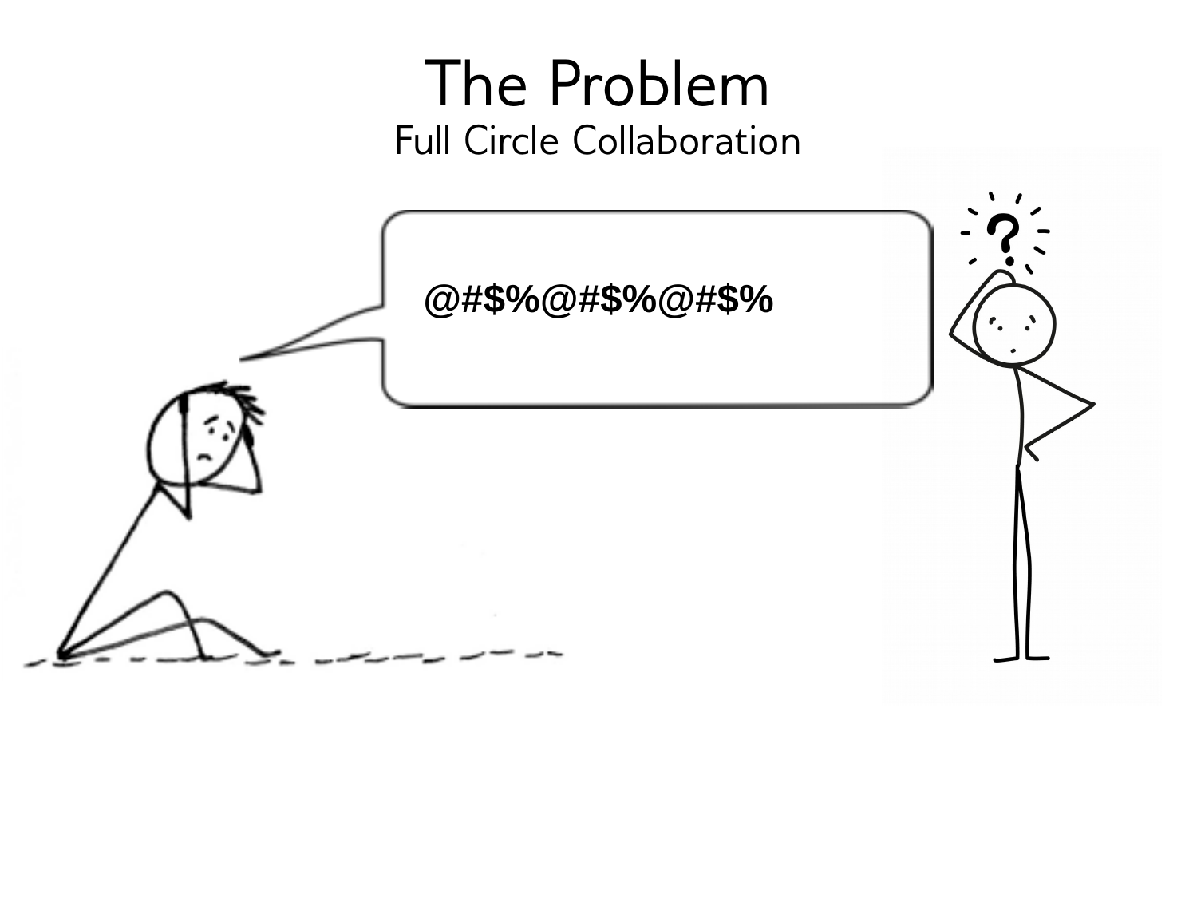# The Problem

## Full Circle Collaboration

@#$%@#$%@#$%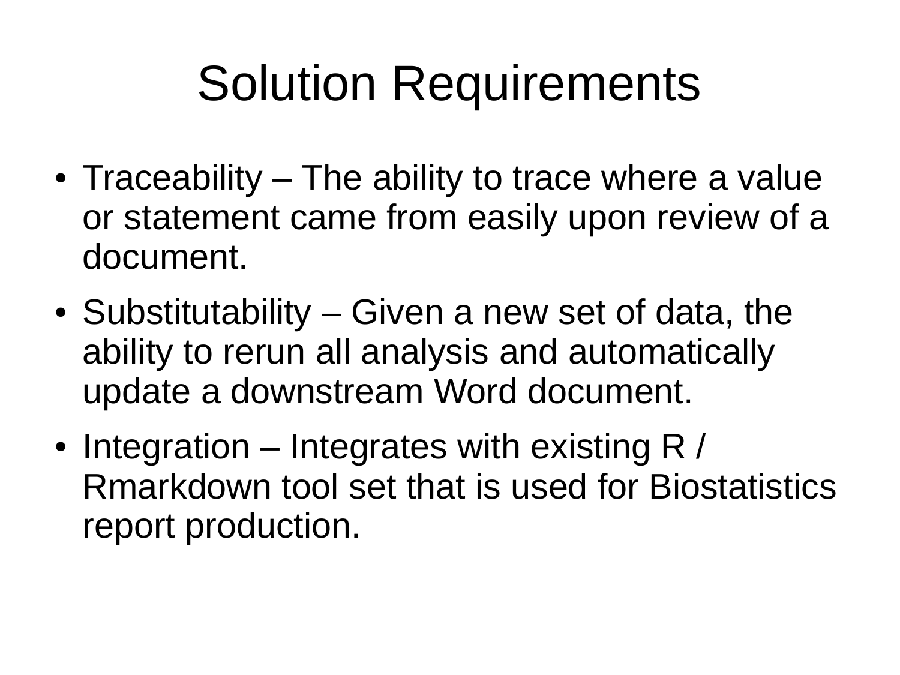# Solution Requirements

- Traceability – The ability to trace where a value or statement came from easily upon review of a document.
- Substitutability – Given a new set of data, the ability to rerun all analysis and automatically update a downstream Word document.
- Integration – Integrates with existing R / Rmarkdown tool set that is used for Biostatistics report production.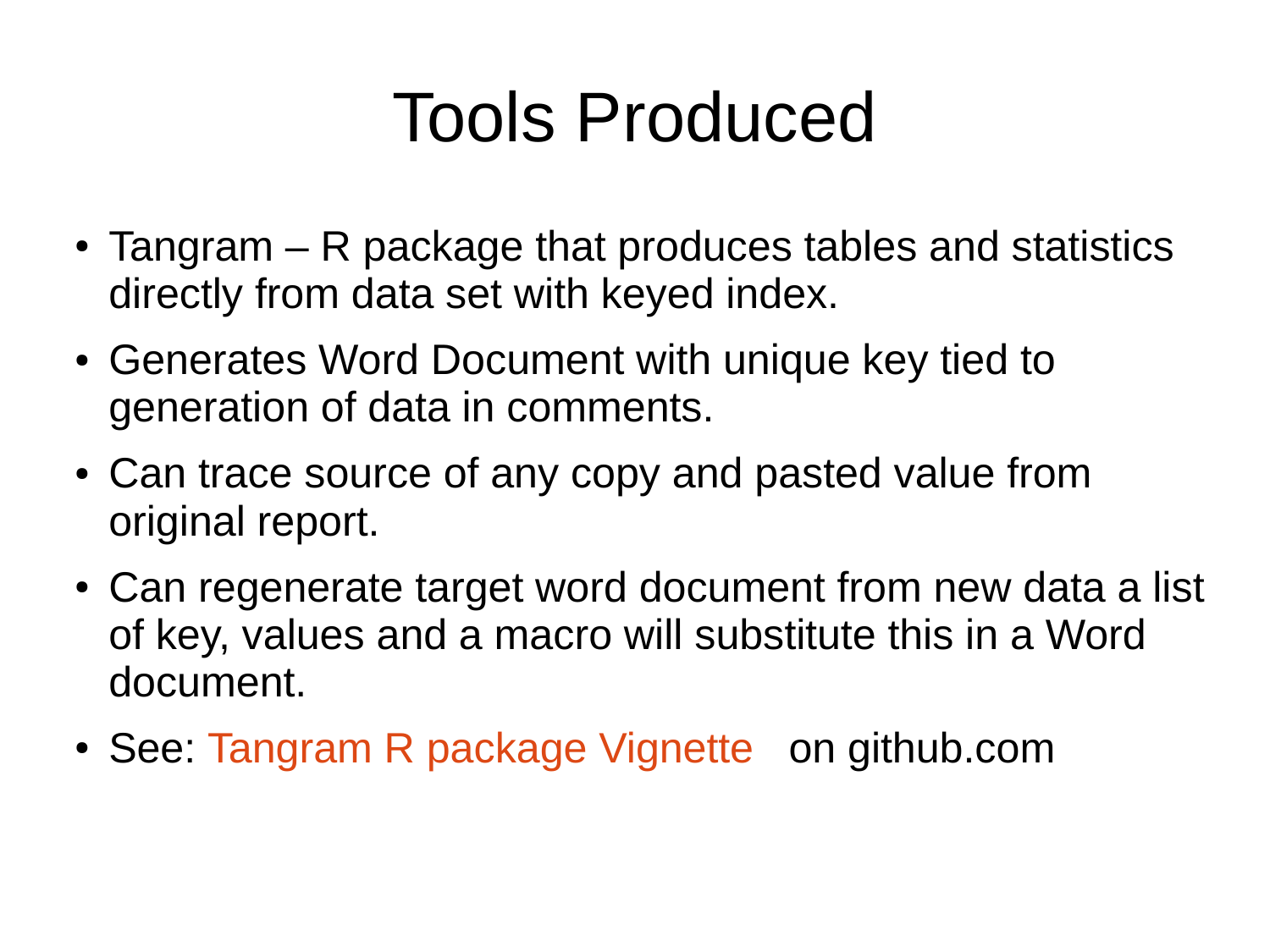# Tools Produced

- Tangram – R package that produces tables and statistics directly from data set with keyed index.
- Generates Word Document with unique key tied to generation of data in comments.
- Can trace source of any copy and pasted value from original report.
- Can regenerate target word document from new data a list of key, values and a macro will substitute this in a Word document.
- See: Tangram R package Vignette on github.com